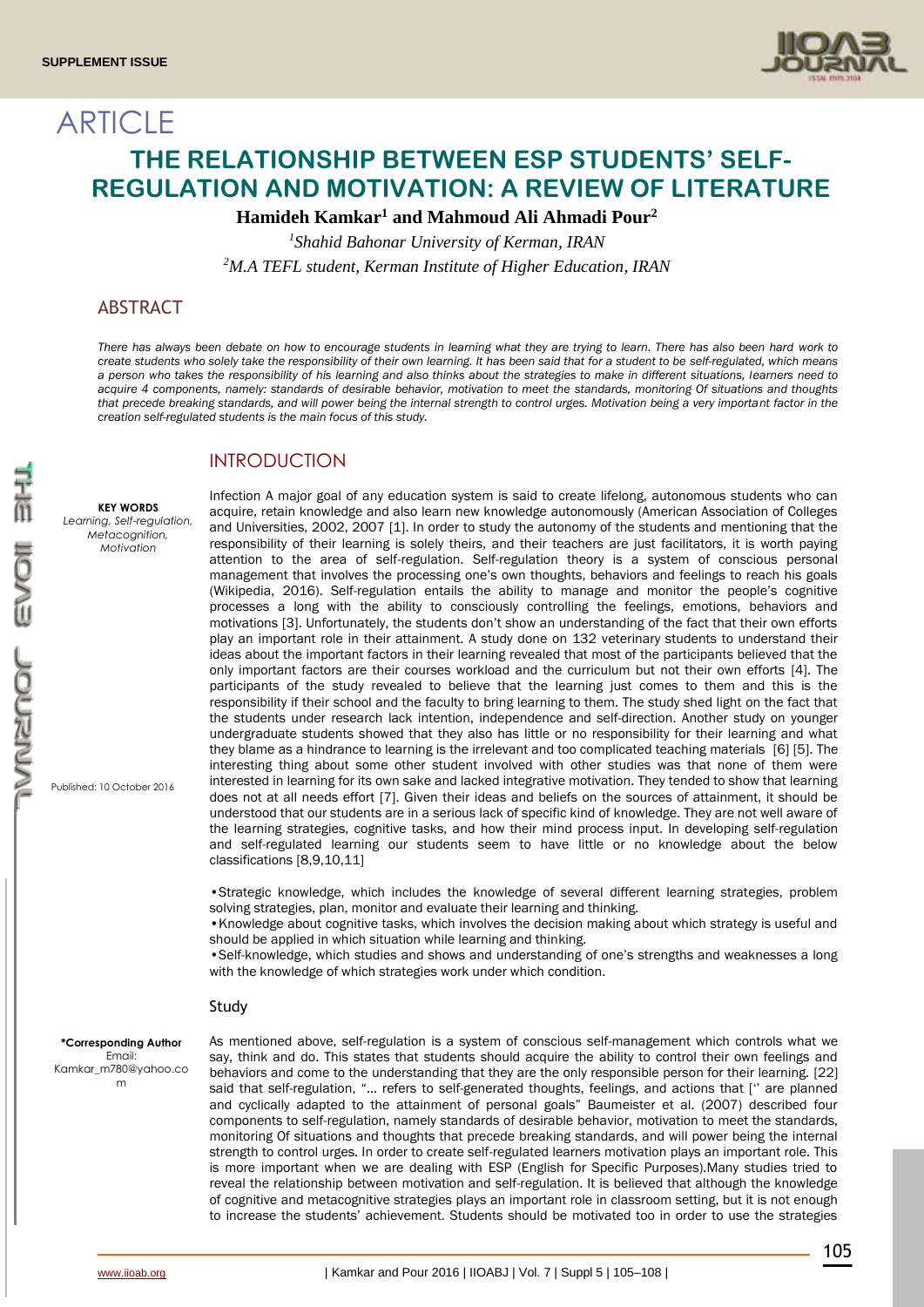SUPPLEMENT ISSUE

ARTICLE

# THE RELATIONSHIP BETWEEN ESP STUDENTS' SELF-REGULATION AND MOTIVATION: A REVIEW OF LITERATURE

**Hamideh Kamkar[1] and Mahmoud Ali Ahmadi Pour[2]**

*[1]Shahid Bahonar University of Kerman, IRAN*

*[2]M.A TEFL student, Kerman Institute of Higher Education, IRAN*

## ABSTRACT

*There has always been debate on how to encourage students in learning what they are trying to learn. There has also been hard work to create students who solely take the responsibility of their own learning. It has been said that for a student to be self-regulated, which means a person who takes the responsibility of his learning and also thinks about the strategies to make in different situations, learners need to acquire 4 components, namely: standards of desirable behavior, motivation to meet the standards, monitoring Of situations and thoughts that precede breaking standards, and will power being the internal strength to control urges. Motivation being a very important factor in the creation self-regulated students is the main focus of this study.*

**KEY WORDS**
*Learning, Self-regulation, Metacognition, Motivation*

Published: 10 October 2016

**\*Corresponding Author**
Email: Kamkar_m780@yahoo.com

## INTRODUCTION

Infection A major goal of any education system is said to create lifelong, autonomous students who can acquire, retain knowledge and also learn new knowledge autonomously (American Association of Colleges and Universities, 2002, 2007 [1]. In order to study the autonomy of the students and mentioning that the responsibility of their learning is solely theirs, and their teachers are just facilitators, it is worth paying attention to the area of self-regulation. Self-regulation theory is a system of conscious personal management that involves the processing one's own thoughts, behaviors and feelings to reach his goals (Wikipedia, 2016). Self-regulation entails the ability to manage and monitor the people's cognitive processes a long with the ability to consciously controlling the feelings, emotions, behaviors and motivations [3]. Unfortunately, the students don't show an understanding of the fact that their own efforts play an important role in their attainment. A study done on 132 veterinary students to understand their ideas about the important factors in their learning revealed that most of the participants believed that the only important factors are their courses workload and the curriculum but not their own efforts [4]. The participants of the study revealed to believe that the learning just comes to them and this is the responsibility if their school and the faculty to bring learning to them. The study shed light on the fact that the students under research lack intention, independence and self-direction. Another study on younger undergraduate students showed that they also has little or no responsibility for their learning and what they blame as a hindrance to learning is the irrelevant and too complicated teaching materials [6] [5]. The interesting thing about some other student involved with other studies was that none of them were interested in learning for its own sake and lacked integrative motivation. They tended to show that learning does not at all needs effort [7]. Given their ideas and beliefs on the sources of attainment, it should be understood that our students are in a serious lack of specific kind of knowledge. They are not well aware of the learning strategies, cognitive tasks, and how their mind process input. In developing self-regulation and self-regulated learning our students seem to have little or no knowledge about the below classifications [8,9,10,11]

- Strategic knowledge, which includes the knowledge of several different learning strategies, problem solving strategies, plan, monitor and evaluate their learning and thinking.
- Knowledge about cognitive tasks, which involves the decision making about which strategy is useful and should be applied in which situation while learning and thinking.
- Self-knowledge, which studies and shows and understanding of one's strengths and weaknesses a long with the knowledge of which strategies work under which condition.

### Study

As mentioned above, self-regulation is a system of conscious self-management which controls what we say, think and do. This states that students should acquire the ability to control their own feelings and behaviors and come to the understanding that they are the only responsible person for their learning. [22] said that self-regulation, "... refers to self-generated thoughts, feelings, and actions that ['' are planned and cyclically adapted to the attainment of personal goals" Baumeister et al. (2007) described four components to self-regulation, namely standards of desirable behavior, motivation to meet the standards, monitoring Of situations and thoughts that precede breaking standards, and will power being the internal strength to control urges. In order to create self-regulated learners motivation plays an important role. This is more important when we are dealing with ESP (English for Specific Purposes).Many studies tried to reveal the relationship between motivation and self-regulation. It is believed that although the knowledge of cognitive and metacognitive strategies plays an important role in classroom setting, but it is not enough to increase the students' achievement. Students should be motivated too in order to use the strategies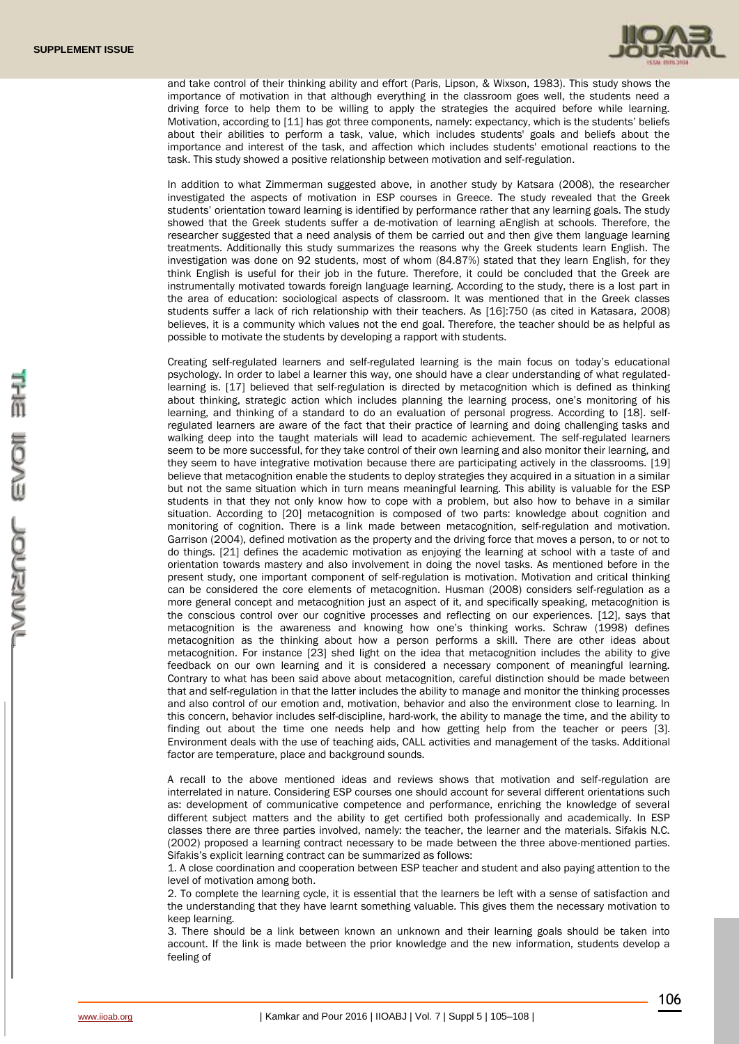and take control of their thinking ability and effort (Paris, Lipson, & Wixson, 1983). This study shows the importance of motivation in that although everything in the classroom goes well, the students need a driving force to help them to be willing to apply the strategies the acquired before while learning. Motivation, according to [11] has got three components, namely: expectancy, which is the students' beliefs about their abilities to perform a task, value, which includes students' goals and beliefs about the importance and interest of the task, and affection which includes students' emotional reactions to the task. This study showed a positive relationship between motivation and self-regulation.

In addition to what Zimmerman suggested above, in another study by Katsara (2008), the researcher investigated the aspects of motivation in ESP courses in Greece. The study revealed that the Greek students' orientation toward learning is identified by performance rather that any learning goals. The study showed that the Greek students suffer a de-motivation of learning aEnglish at schools. Therefore, the researcher suggested that a need analysis of them be carried out and then give them language learning treatments. Additionally this study summarizes the reasons why the Greek students learn English. The investigation was done on 92 students, most of whom (84.87%) stated that they learn English, for they think English is useful for their job in the future. Therefore, it could be concluded that the Greek are instrumentally motivated towards foreign language learning. According to the study, there is a lost part in the area of education: sociological aspects of classroom. It was mentioned that in the Greek classes students suffer a lack of rich relationship with their teachers. As [16]:750 (as cited in Katasara, 2008) believes, it is a community which values not the end goal. Therefore, the teacher should be as helpful as possible to motivate the students by developing a rapport with students.

Creating self-regulated learners and self-regulated learning is the main focus on today's educational psychology. In order to label a learner this way, one should have a clear understanding of what regulated-learning is. [17] believed that self-regulation is directed by metacognition which is defined as thinking about thinking, strategic action which includes planning the learning process, one's monitoring of his learning, and thinking of a standard to do an evaluation of personal progress. According to [18]. self-regulated learners are aware of the fact that their practice of learning and doing challenging tasks and walking deep into the taught materials will lead to academic achievement. The self-regulated learners seem to be more successful, for they take control of their own learning and also monitor their learning, and they seem to have integrative motivation because there are participating actively in the classrooms. [19] believe that metacognition enable the students to deploy strategies they acquired in a situation in a similar but not the same situation which in turn means meaningful learning. This ability is valuable for the ESP students in that they not only know how to cope with a problem, but also how to behave in a similar situation. According to [20] metacognition is composed of two parts: knowledge about cognition and monitoring of cognition. There is a link made between metacognition, self-regulation and motivation. Garrison (2004), defined motivation as the property and the driving force that moves a person, to or not to do things. [21] defines the academic motivation as enjoying the learning at school with a taste of and orientation towards mastery and also involvement in doing the novel tasks. As mentioned before in the present study, one important component of self-regulation is motivation. Motivation and critical thinking can be considered the core elements of metacognition. Husman (2008) considers self-regulation as a more general concept and metacognition just an aspect of it, and specifically speaking, metacognition is the conscious control over our cognitive processes and reflecting on our experiences. [12], says that metacognition is the awareness and knowing how one's thinking works. Schraw (1998) defines metacognition as the thinking about how a person performs a skill. There are other ideas about metacognition. For instance [23] shed light on the idea that metacognition includes the ability to give feedback on our own learning and it is considered a necessary component of meaningful learning. Contrary to what has been said above about metacognition, careful distinction should be made between that and self-regulation in that the latter includes the ability to manage and monitor the thinking processes and also control of our emotion and, motivation, behavior and also the environment close to learning. In this concern, behavior includes self-discipline, hard-work, the ability to manage the time, and the ability to finding out about the time one needs help and how getting help from the teacher or peers [3]. Environment deals with the use of teaching aids, CALL activities and management of the tasks. Additional factor are temperature, place and background sounds.

A recall to the above mentioned ideas and reviews shows that motivation and self-regulation are interrelated in nature. Considering ESP courses one should account for several different orientations such as: development of communicative competence and performance, enriching the knowledge of several different subject matters and the ability to get certified both professionally and academically. In ESP classes there are three parties involved, namely: the teacher, the learner and the materials. Sifakis N.C. (2002) proposed a learning contract necessary to be made between the three above-mentioned parties. Sifakis's explicit learning contract can be summarized as follows:

1. A close coordination and cooperation between ESP teacher and student and also paying attention to the level of motivation among both.
2. To complete the learning cycle, it is essential that the learners be left with a sense of satisfaction and the understanding that they have learnt something valuable. This gives them the necessary motivation to keep learning.
3. There should be a link between known an unknown and their learning goals should be taken into account. If the link is made between the prior knowledge and the new information, students develop a feeling of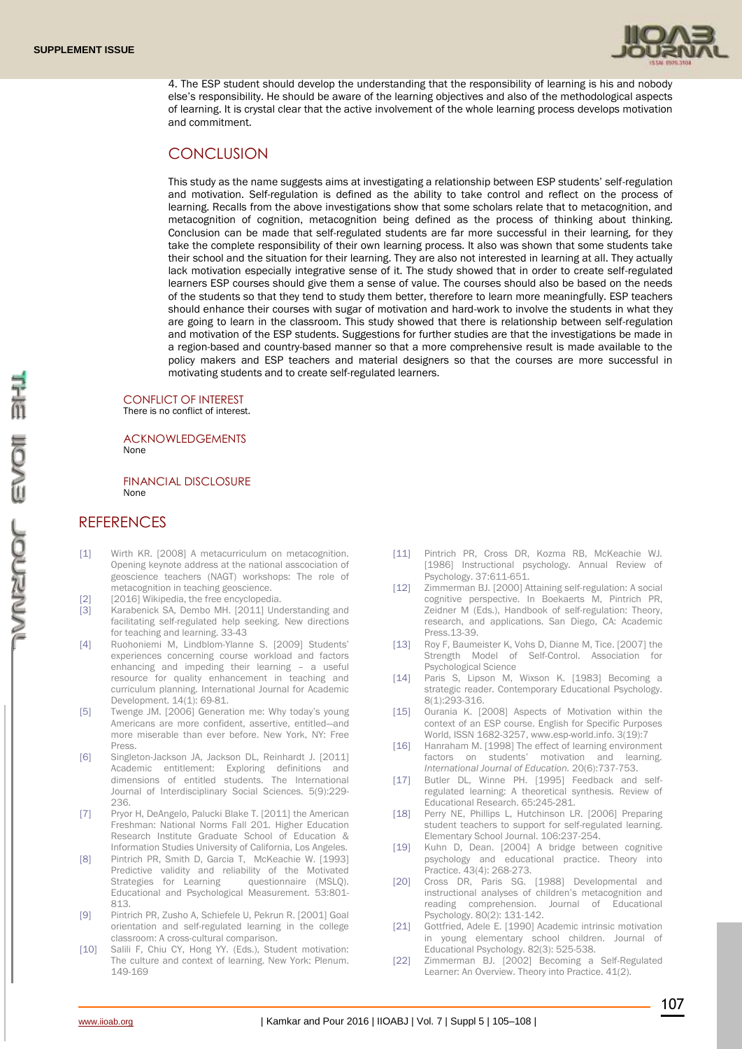4. The ESP student should develop the understanding that the responsibility of learning is his and nobody else's responsibility. He should be aware of the learning objectives and also of the methodological aspects of learning. It is crystal clear that the active involvement of the whole learning process develops motivation and commitment.

## CONCLUSION

This study as the name suggests aims at investigating a relationship between ESP students' self-regulation and motivation. Self-regulation is defined as the ability to take control and reflect on the process of learning. Recalls from the above investigations show that some scholars relate that to metacognition, and metacognition of cognition, metacognition being defined as the process of thinking about thinking. Conclusion can be made that self-regulated students are far more successful in their learning, for they take the complete responsibility of their own learning process. It also was shown that some students take their school and the situation for their learning. They are also not interested in learning at all. They actually lack motivation especially integrative sense of it. The study showed that in order to create self-regulated learners ESP courses should give them a sense of value. The courses should also be based on the needs of the students so that they tend to study them better, therefore to learn more meaningfully. ESP teachers should enhance their courses with sugar of motivation and hard-work to involve the students in what they are going to learn in the classroom. This study showed that there is relationship between self-regulation and motivation of the ESP students. Suggestions for further studies are that the investigations be made in a region-based and country-based manner so that a more comprehensive result is made available to the policy makers and ESP teachers and material designers so that the courses are more successful in motivating students and to create self-regulated learners.

### CONFLICT OF INTEREST

There is no conflict of interest.

### ACKNOWLEDGEMENTS

None

### FINANCIAL DISCLOSURE

None

## REFERENCES

[1] Wirth KR. [2008] A metacurriculum on metacognition. Opening keynote address at the national asscociation of geoscience teachers (NAGT) workshops: The role of metacognition in teaching geoscience.

[2] [2016] Wikipedia, the free encyclopedia.

[3] Karabenick SA, Dembo MH. [2011] Understanding and facilitating self-regulated help seeking. New directions for teaching and learning. 33-43

[4] Ruohoniemi M, Lindblom-Ylanne S. [2009] Students' experiences concerning course workload and factors enhancing and impeding their learning – a useful resource for quality enhancement in teaching and curriculum planning. International Journal for Academic Development. 14(1): 69-81.

[5] Twenge JM. [2006] Generation me: Why today's young Americans are more confident, assertive, entitled—and more miserable than ever before. New York, NY: Free Press.

[6] Singleton-Jackson JA, Jackson DL, Reinhardt J. [2011] Academic entitlement: Exploring definitions and dimensions of entitled students. The International Journal of Interdisciplinary Social Sciences. 5(9):229-236.

[7] Pryor H, DeAngelo, Palucki Blake T. [2011] the American Freshman: National Norms Fall 201. Higher Education Research Institute Graduate School of Education & Information Studies University of California, Los Angeles.

[8] Pintrich PR, Smith D, Garcia T, McKeachie W. [1993] Predictive validity and reliability of the Motivated Strategies for Learning questionnaire (MSLQ). Educational and Psychological Measurement. 53:801-813.

[9] Pintrich PR, Zusho A, Schiefele U, Pekrun R. [2001] Goal orientation and self-regulated learning in the college classroom: A cross-cultural comparison.

[10] Salili F, Chiu CY, Hong YY. (Eds.), Student motivation: The culture and context of learning. New York: Plenum. 149-169

[11] Pintrich PR, Cross DR, Kozma RB, McKeachie WJ. [1986] Instructional psychology. Annual Review of Psychology. 37:611-651.

[12] Zimmerman BJ. [2000] Attaining self-regulation: A social cognitive perspective. In Boekaerts M, Pintrich PR, Zeidner M (Eds.), Handbook of self-regulation: Theory, research, and applications. San Diego, CA: Academic Press.13-39.

[13] Roy F, Baumeister K, Vohs D, Dianne M, Tice. [2007] the Strength Model of Self-Control. Association for Psychological Science

[14] Paris S, Lipson M, Wixson K. [1983] Becoming a strategic reader. Contemporary Educational Psychology. 8(1):293-316.

[15] Ourania K. [2008] Aspects of Motivation within the context of an ESP course. English for Specific Purposes World, ISSN 1682-3257, www.esp-world.info. 3(19):7

[16] Hanraham M. [1998] The effect of learning environment factors on students' motivation and learning. *International Journal of Education.* 20(6):737-753.

[17] Butler DL, Winne PH. [1995] Feedback and self-regulated learning: A theoretical synthesis. Review of Educational Research. 65:245-281.

[18] Perry NE, Phillips L, Hutchinson LR. [2006] Preparing student teachers to support for self-regulated learning. Elementary School Journal. 106:237-254.

[19] Kuhn D, Dean. [2004] A bridge between cognitive psychology and educational practice. Theory into Practice. 43(4): 268-273.

[20] Cross DR, Paris SG. [1988] Developmental and instructional analyses of children's metacognition and reading comprehension. Journal of Educational Psychology. 80(2): 131-142.

[21] Gottfried, Adele E. [1990] Academic intrinsic motivation in young elementary school children. Journal of Educational Psychology. 82(3): 525-538.

[22] Zimmerman BJ. [2002] Becoming a Self-Regulated Learner: An Overview. Theory into Practice. 41(2).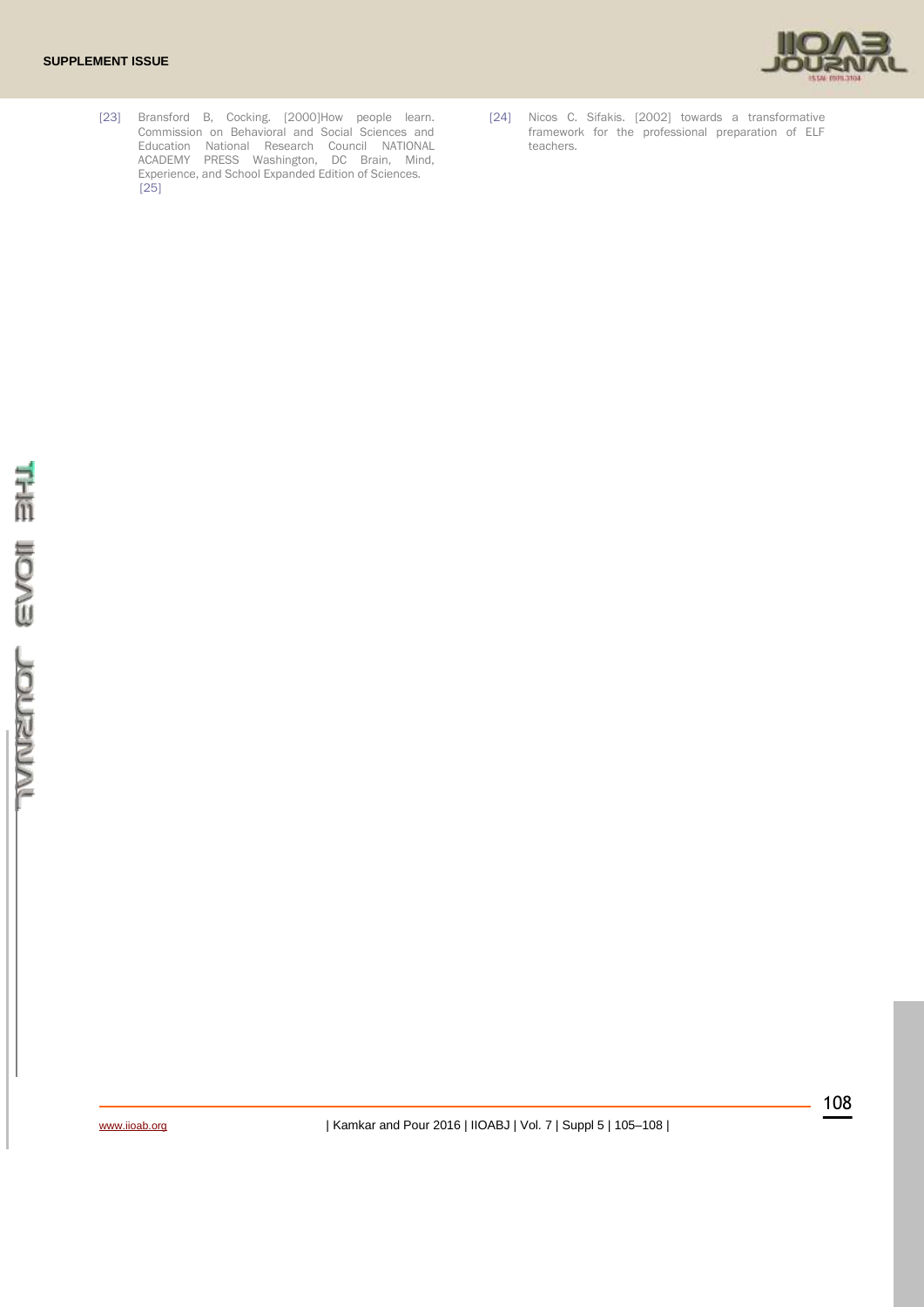[23] Bransford B, Cocking. [2000]How people learn. Commission on Behavioral and Social Sciences and Education National Research Council NATIONAL ACADEMY PRESS Washington, DC Brain, Mind, Experience, and School Expanded Edition of Sciences. [25]

[24] Nicos C. Sifakis. [2002] towards a transformative framework for the professional preparation of ELF teachers.